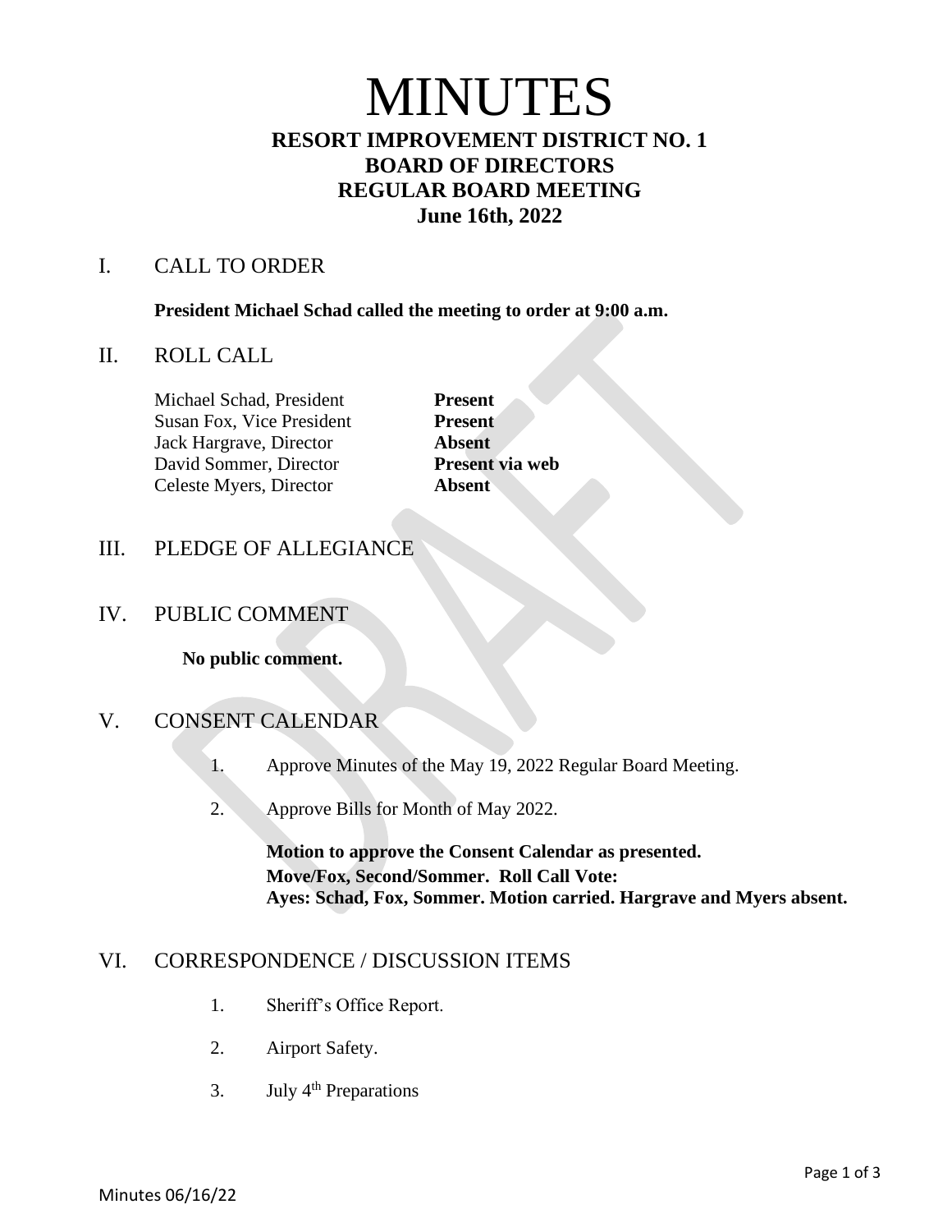# MINUTES

## RESORT IMPROVEMENT DISTRICT NO. 1
## BOARD OF DIRECTORS
## REGULAR BOARD MEETING
## June 16th, 2022

## I. CALL TO ORDER

**President Michael Schad called the meeting to order at 9:00 a.m.**

## II. ROLL CALL

| | |
|---|---|
| Michael Schad, President | **Present** |
| Susan Fox, Vice President | **Present** |
| Jack Hargrave, Director | **Absent** |
| David Sommer, Director | **Present via web** |
| Celeste Myers, Director | **Absent** |

## III. PLEDGE OF ALLEGIANCE

## IV. PUBLIC COMMENT

**No public comment.**

## V. CONSENT CALENDAR

1. Approve Minutes of the May 19, 2022 Regular Board Meeting.

2. Approve Bills for Month of May 2022.

**Motion to approve the Consent Calendar as presented.**
**Move/Fox, Second/Sommer. Roll Call Vote:**
**Ayes: Schad, Fox, Sommer. Motion carried. Hargrave and Myers absent.**

## VI. CORRESPONDENCE / DISCUSSION ITEMS

1. Sheriff's Office Report.

2. Airport Safety.

3. July 4th Preparations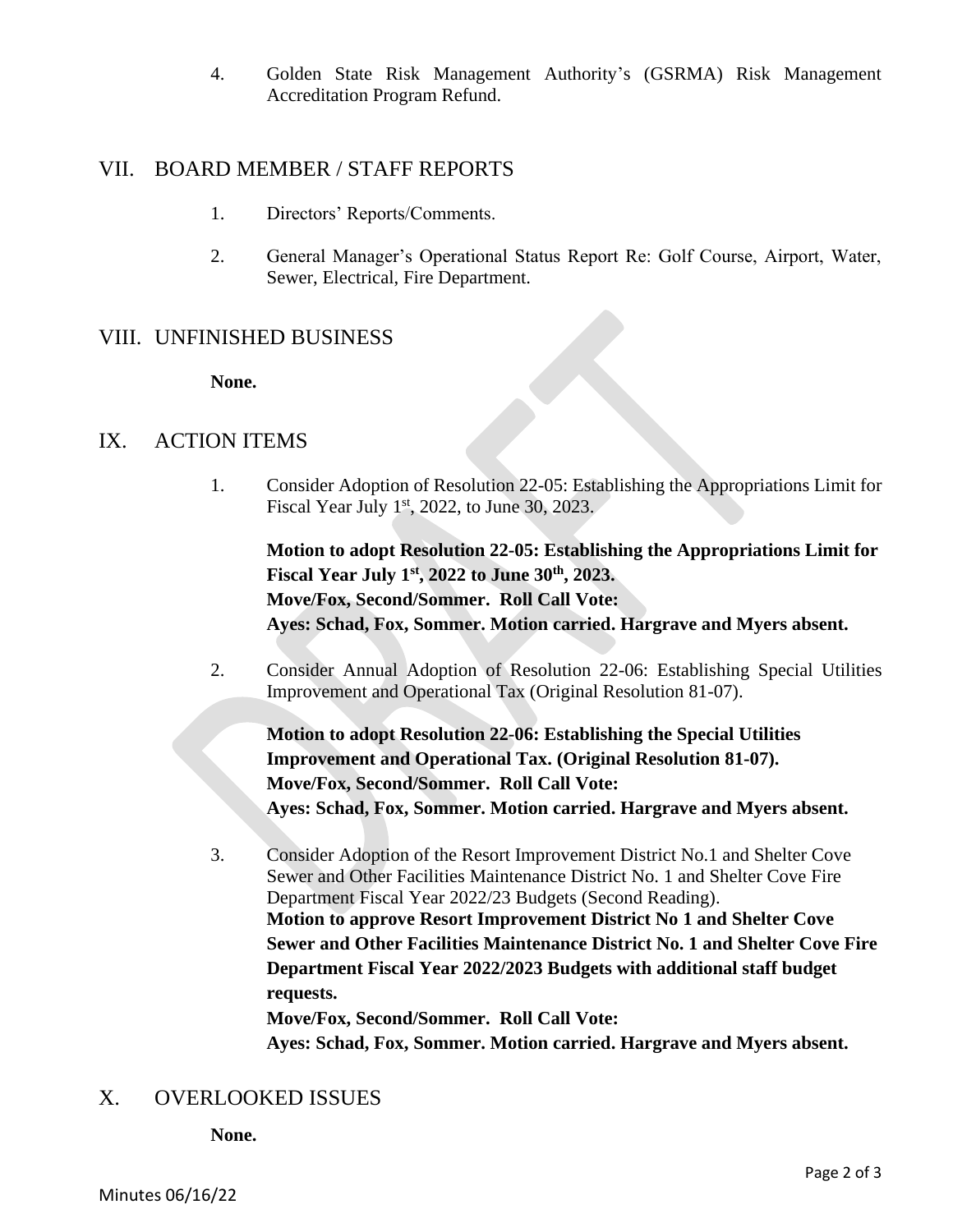4. Golden State Risk Management Authority's (GSRMA) Risk Management Accreditation Program Refund.

## VII. BOARD MEMBER / STAFF REPORTS

1. Directors' Reports/Comments.

2. General Manager's Operational Status Report Re: Golf Course, Airport, Water, Sewer, Electrical, Fire Department.

## VIII. UNFINISHED BUSINESS

**None.**

## IX. ACTION ITEMS

1. Consider Adoption of Resolution 22-05: Establishing the Appropriations Limit for Fiscal Year July 1st, 2022, to June 30, 2023.

   **Motion to adopt Resolution 22-05: Establishing the Appropriations Limit for Fiscal Year July 1st, 2022 to June 30th, 2023.**
   **Move/Fox, Second/Sommer. Roll Call Vote:**
   **Ayes: Schad, Fox, Sommer. Motion carried. Hargrave and Myers absent.**

2. Consider Annual Adoption of Resolution 22-06: Establishing Special Utilities Improvement and Operational Tax (Original Resolution 81-07).

   **Motion to adopt Resolution 22-06: Establishing the Special Utilities Improvement and Operational Tax. (Original Resolution 81-07).**
   **Move/Fox, Second/Sommer. Roll Call Vote:**
   **Ayes: Schad, Fox, Sommer. Motion carried. Hargrave and Myers absent.**

3. Consider Adoption of the Resort Improvement District No.1 and Shelter Cove Sewer and Other Facilities Maintenance District No. 1 and Shelter Cove Fire Department Fiscal Year 2022/23 Budgets (Second Reading).
   **Motion to approve Resort Improvement District No 1 and Shelter Cove Sewer and Other Facilities Maintenance District No. 1 and Shelter Cove Fire Department Fiscal Year 2022/2023 Budgets with additional staff budget requests.**
   **Move/Fox, Second/Sommer. Roll Call Vote:**
   **Ayes: Schad, Fox, Sommer. Motion carried. Hargrave and Myers absent.**

## X. OVERLOOKED ISSUES

**None.**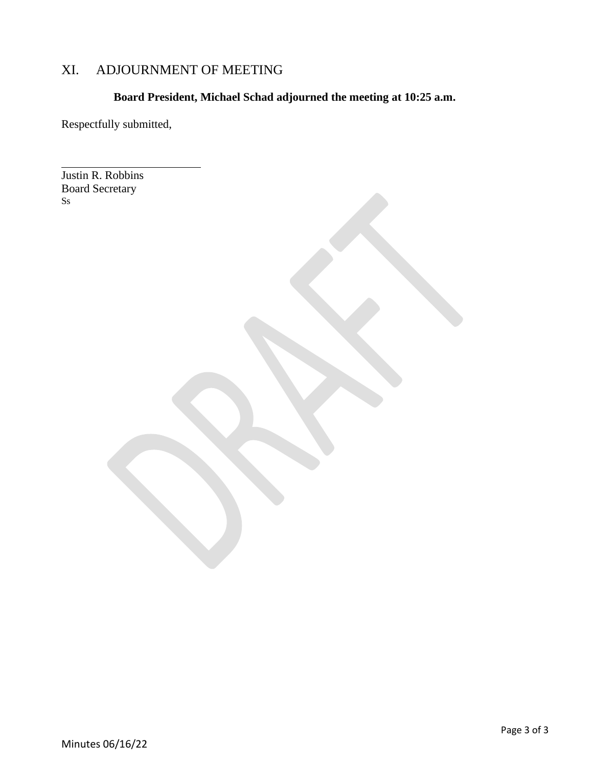## XI. ADJOURNMENT OF MEETING

**Board President, Michael Schad adjourned the meeting at 10:25 a.m.**

Respectfully submitted,

\_\_\_\_\_\_\_\_\_\_\_\_\_\_\_\_\_\_\_\_\_\_\_\_\_\_

Justin R. Robbins
Board Secretary
Ss

DRAFT